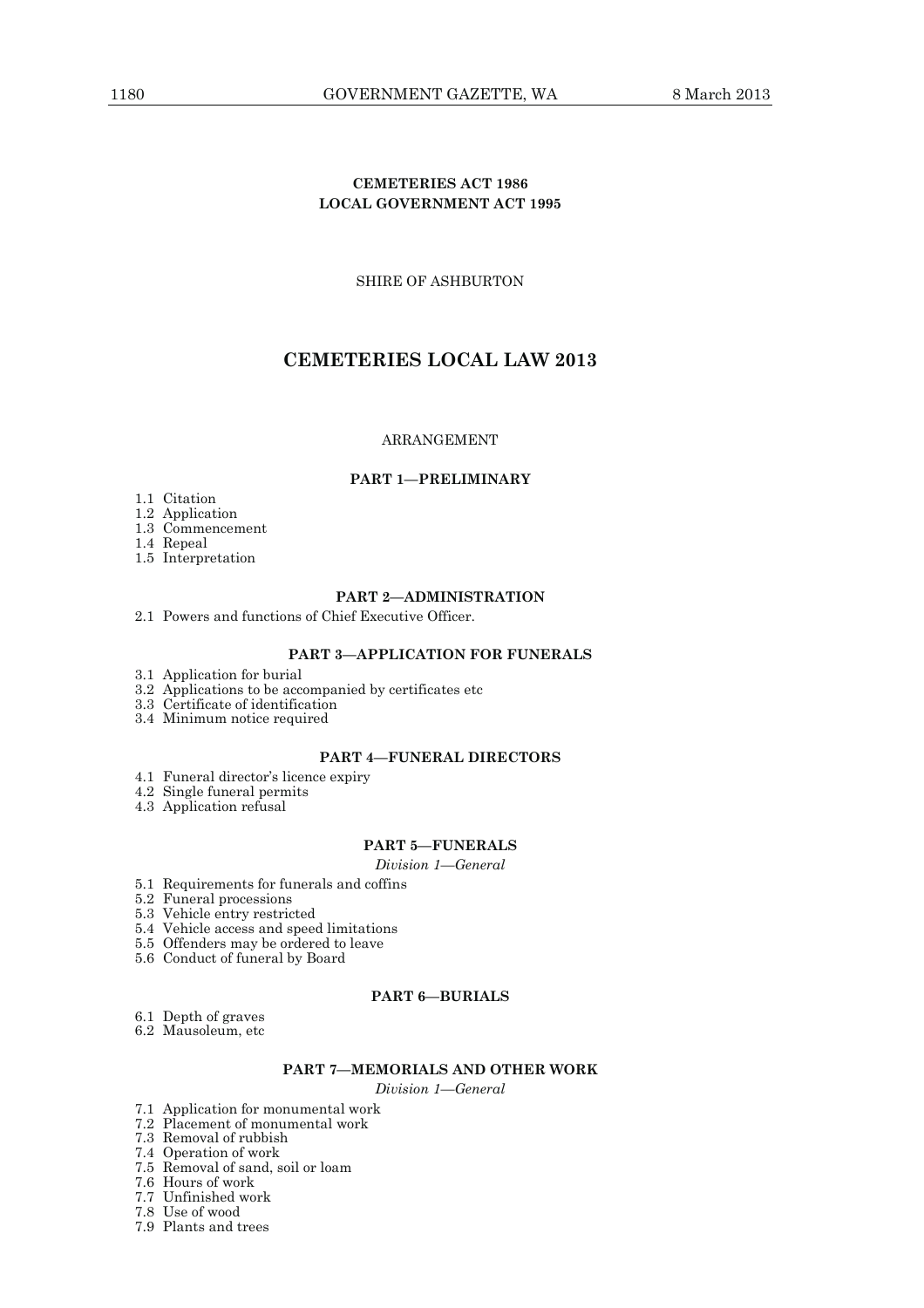**CEMETERIES ACT 1986**
**LOCAL GOVERNMENT ACT 1995**

SHIRE OF ASHBURTON

# CEMETERIES LOCAL LAW 2013

ARRANGEMENT

### PART 1—PRELIMINARY

1.1 Citation
1.2 Application
1.3 Commencement
1.4 Repeal
1.5 Interpretation

### PART 2—ADMINISTRATION

2.1 Powers and functions of Chief Executive Officer.

### PART 3—APPLICATION FOR FUNERALS

3.1 Application for burial
3.2 Applications to be accompanied by certificates etc
3.3 Certificate of identification
3.4 Minimum notice required

### PART 4—FUNERAL DIRECTORS

4.1 Funeral director's licence expiry
4.2 Single funeral permits
4.3 Application refusal

### PART 5—FUNERALS

*Division 1—General*

5.1 Requirements for funerals and coffins
5.2 Funeral processions
5.3 Vehicle entry restricted
5.4 Vehicle access and speed limitations
5.5 Offenders may be ordered to leave
5.6 Conduct of funeral by Board

### PART 6—BURIALS

6.1 Depth of graves
6.2 Mausoleum, etc

### PART 7—MEMORIALS AND OTHER WORK

*Division 1—General*

7.1 Application for monumental work
7.2 Placement of monumental work
7.3 Removal of rubbish
7.4 Operation of work
7.5 Removal of sand, soil or loam
7.6 Hours of work
7.7 Unfinished work
7.8 Use of wood
7.9 Plants and trees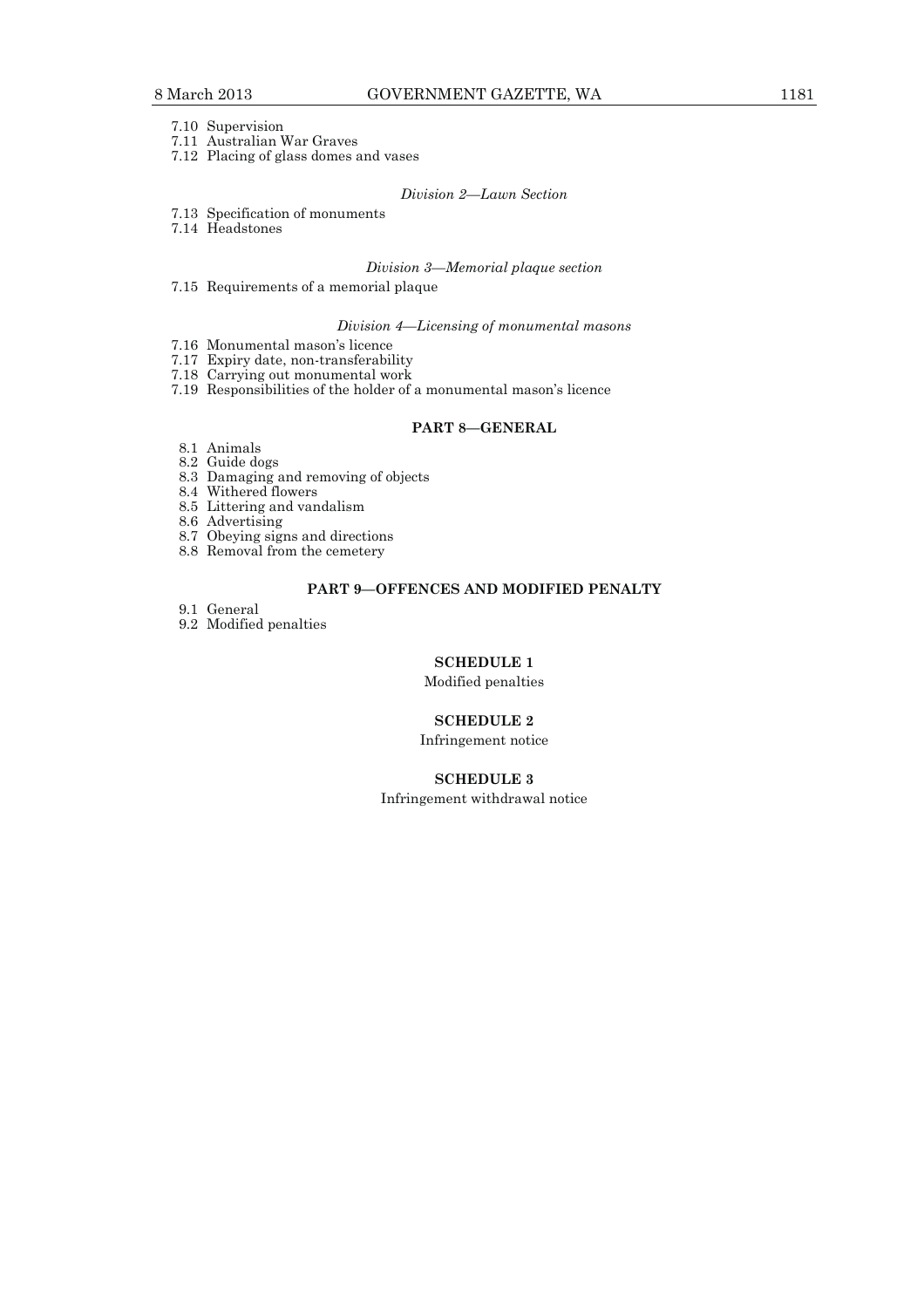7.10 Supervision
7.11 Australian War Graves
7.12 Placing of glass domes and vases

*Division 2—Lawn Section*

7.13 Specification of monuments
7.14 Headstones

*Division 3—Memorial plaque section*

7.15 Requirements of a memorial plaque

*Division 4—Licensing of monumental masons*

7.16 Monumental mason's licence
7.17 Expiry date, non-transferability
7.18 Carrying out monumental work
7.19 Responsibilities of the holder of a monumental mason's licence

**PART 8—GENERAL**

8.1 Animals
8.2 Guide dogs
8.3 Damaging and removing of objects
8.4 Withered flowers
8.5 Littering and vandalism
8.6 Advertising
8.7 Obeying signs and directions
8.8 Removal from the cemetery

**PART 9—OFFENCES AND MODIFIED PENALTY**

9.1 General
9.2 Modified penalties

**SCHEDULE 1**

Modified penalties

**SCHEDULE 2**

Infringement notice

**SCHEDULE 3**

Infringement withdrawal notice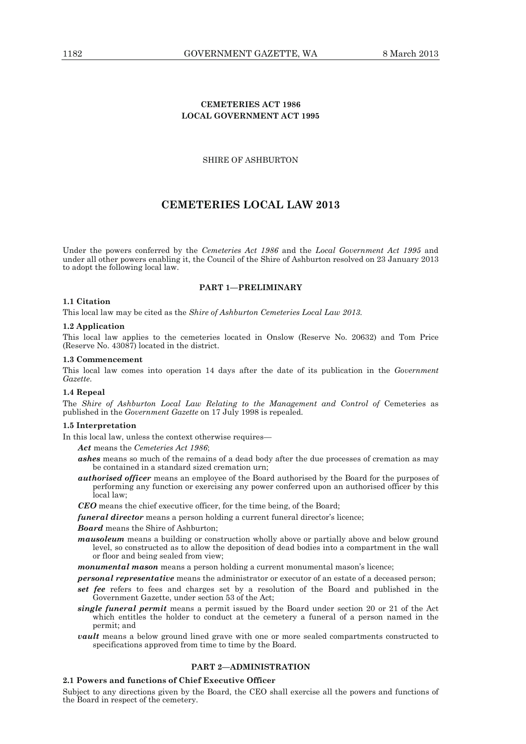**CEMETERIES ACT 1986**
**LOCAL GOVERNMENT ACT 1995**

SHIRE OF ASHBURTON

# CEMETERIES LOCAL LAW 2013

Under the powers conferred by the *Cemeteries Act 1986* and the *Local Government Act 1995* and under all other powers enabling it, the Council of the Shire of Ashburton resolved on 23 January 2013 to adopt the following local law.

## PART 1—PRELIMINARY

### 1.1 Citation

This local law may be cited as the *Shire of Ashburton Cemeteries Local Law 2013*.

### 1.2 Application

This local law applies to the cemeteries located in Onslow (Reserve No. 20632) and Tom Price (Reserve No. 43087) located in the district.

### 1.3 Commencement

This local law comes into operation 14 days after the date of its publication in the *Government Gazette*.

### 1.4 Repeal

The *Shire of Ashburton Local Law Relating to the Management and Control of* Cemeteries as published in the *Government Gazette* on 17 July 1998 is repealed.

### 1.5 Interpretation

In this local law, unless the context otherwise requires—

***Act*** means the *Cemeteries Act 1986*;

***ashes*** means so much of the remains of a dead body after the due processes of cremation as may be contained in a standard sized cremation urn;

***authorised officer*** means an employee of the Board authorised by the Board for the purposes of performing any function or exercising any power conferred upon an authorised officer by this local law;

***CEO*** means the chief executive officer, for the time being, of the Board;

***funeral director*** means a person holding a current funeral director's licence;

***Board*** means the Shire of Ashburton;

***mausoleum*** means a building or construction wholly above or partially above and below ground level, so constructed as to allow the deposition of dead bodies into a compartment in the wall or floor and being sealed from view;

***monumental mason*** means a person holding a current monumental mason's licence;

***personal representative*** means the administrator or executor of an estate of a deceased person;

***set fee*** refers to fees and charges set by a resolution of the Board and published in the Government Gazette, under section 53 of the Act;

***single funeral permit*** means a permit issued by the Board under section 20 or 21 of the Act which entitles the holder to conduct at the cemetery a funeral of a person named in the permit; and

***vault*** means a below ground lined grave with one or more sealed compartments constructed to specifications approved from time to time by the Board.

## PART 2—ADMINISTRATION

### 2.1 Powers and functions of Chief Executive Officer

Subject to any directions given by the Board, the CEO shall exercise all the powers and functions of the Board in respect of the cemetery.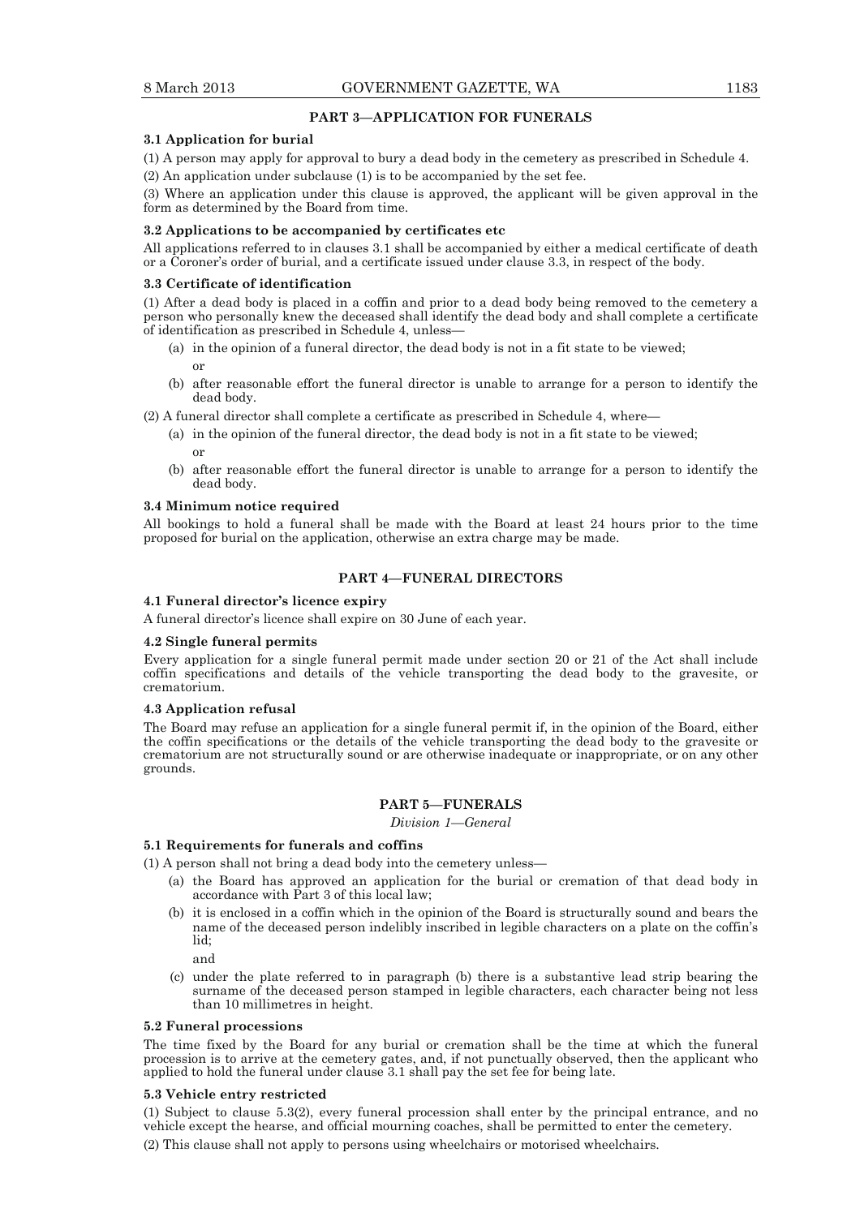## PART 3—APPLICATION FOR FUNERALS

### 3.1 Application for burial

(1) A person may apply for approval to bury a dead body in the cemetery as prescribed in Schedule 4.

(2) An application under subclause (1) is to be accompanied by the set fee.

(3) Where an application under this clause is approved, the applicant will be given approval in the form as determined by the Board from time.

### 3.2 Applications to be accompanied by certificates etc

All applications referred to in clauses 3.1 shall be accompanied by either a medical certificate of death or a Coroner's order of burial, and a certificate issued under clause 3.3, in respect of the body.

### 3.3 Certificate of identification

(1) After a dead body is placed in a coffin and prior to a dead body being removed to the cemetery a person who personally knew the deceased shall identify the dead body and shall complete a certificate of identification as prescribed in Schedule 4, unless—

- (a) in the opinion of a funeral director, the dead body is not in a fit state to be viewed;

  or
- (b) after reasonable effort the funeral director is unable to arrange for a person to identify the dead body.

(2) A funeral director shall complete a certificate as prescribed in Schedule 4, where—

- (a) in the opinion of the funeral director, the dead body is not in a fit state to be viewed;

  or
- (b) after reasonable effort the funeral director is unable to arrange for a person to identify the dead body.

### 3.4 Minimum notice required

All bookings to hold a funeral shall be made with the Board at least 24 hours prior to the time proposed for burial on the application, otherwise an extra charge may be made.

## PART 4—FUNERAL DIRECTORS

### 4.1 Funeral director's licence expiry

A funeral director's licence shall expire on 30 June of each year.

### 4.2 Single funeral permits

Every application for a single funeral permit made under section 20 or 21 of the Act shall include coffin specifications and details of the vehicle transporting the dead body to the gravesite, or crematorium.

### 4.3 Application refusal

The Board may refuse an application for a single funeral permit if, in the opinion of the Board, either the coffin specifications or the details of the vehicle transporting the dead body to the gravesite or crematorium are not structurally sound or are otherwise inadequate or inappropriate, or on any other grounds.

## PART 5—FUNERALS

*Division 1—General*

### 5.1 Requirements for funerals and coffins

(1) A person shall not bring a dead body into the cemetery unless—

- (a) the Board has approved an application for the burial or cremation of that dead body in accordance with Part 3 of this local law;
- (b) it is enclosed in a coffin which in the opinion of the Board is structurally sound and bears the name of the deceased person indelibly inscribed in legible characters on a plate on the coffin's lid;

  and
- (c) under the plate referred to in paragraph (b) there is a substantive lead strip bearing the surname of the deceased person stamped in legible characters, each character being not less than 10 millimetres in height.

### 5.2 Funeral processions

The time fixed by the Board for any burial or cremation shall be the time at which the funeral procession is to arrive at the cemetery gates, and, if not punctually observed, then the applicant who applied to hold the funeral under clause 3.1 shall pay the set fee for being late.

### 5.3 Vehicle entry restricted

(1) Subject to clause 5.3(2), every funeral procession shall enter by the principal entrance, and no vehicle except the hearse, and official mourning coaches, shall be permitted to enter the cemetery.

(2) This clause shall not apply to persons using wheelchairs or motorised wheelchairs.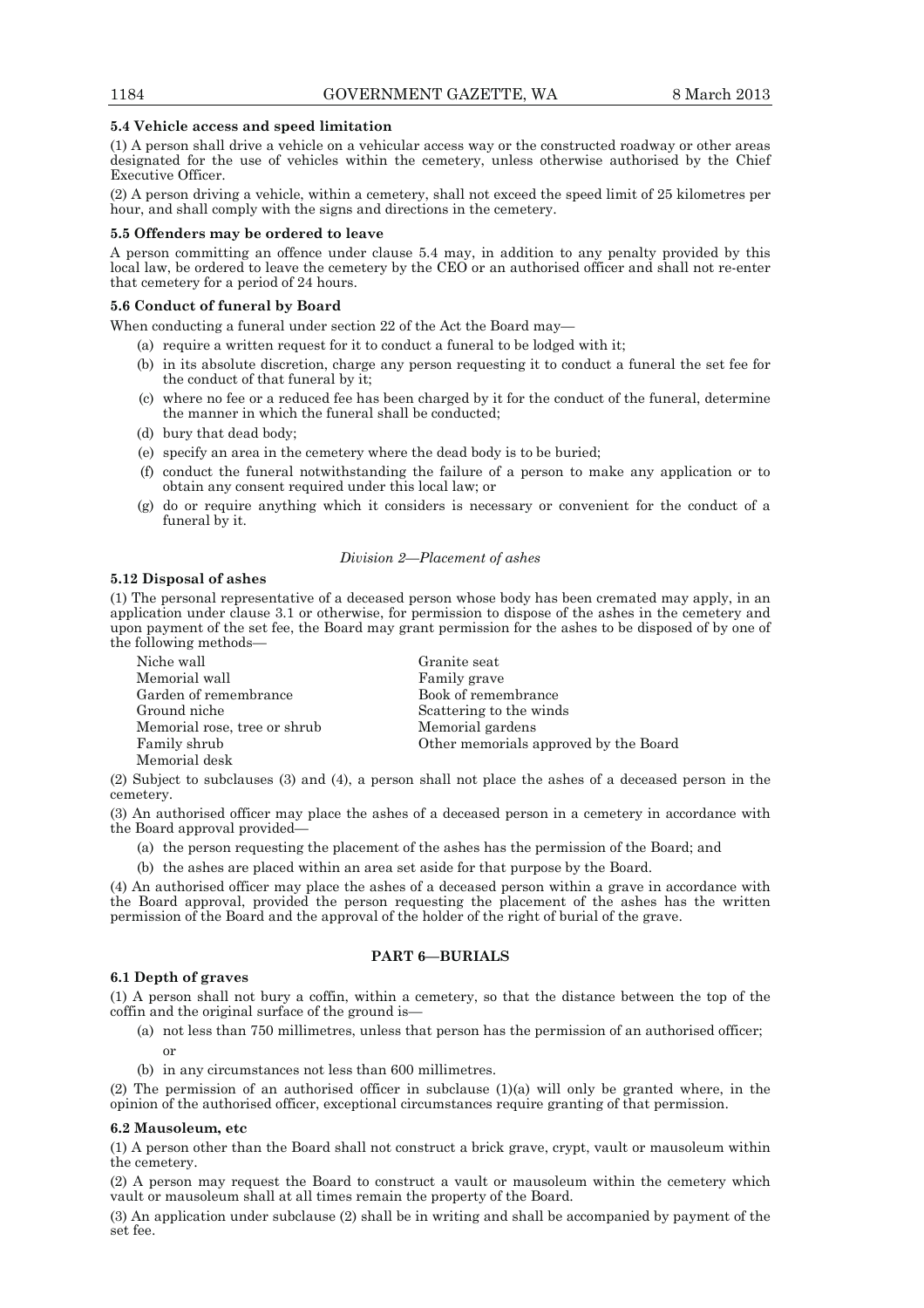#### 5.4 Vehicle access and speed limitation

(1) A person shall drive a vehicle on a vehicular access way or the constructed roadway or other areas designated for the use of vehicles within the cemetery, unless otherwise authorised by the Chief Executive Officer.

(2) A person driving a vehicle, within a cemetery, shall not exceed the speed limit of 25 kilometres per hour, and shall comply with the signs and directions in the cemetery.

#### 5.5 Offenders may be ordered to leave

A person committing an offence under clause 5.4 may, in addition to any penalty provided by this local law, be ordered to leave the cemetery by the CEO or an authorised officer and shall not re-enter that cemetery for a period of 24 hours.

#### 5.6 Conduct of funeral by Board

When conducting a funeral under section 22 of the Act the Board may—

(a) require a written request for it to conduct a funeral to be lodged with it;

(b) in its absolute discretion, charge any person requesting it to conduct a funeral the set fee for the conduct of that funeral by it;

(c) where no fee or a reduced fee has been charged by it for the conduct of the funeral, determine the manner in which the funeral shall be conducted;

(d) bury that dead body;

(e) specify an area in the cemetery where the dead body is to be buried;

(f) conduct the funeral notwithstanding the failure of a person to make any application or to obtain any consent required under this local law; or

(g) do or require anything which it considers is necessary or convenient for the conduct of a funeral by it.

*Division 2—Placement of ashes*

#### 5.12 Disposal of ashes

(1) The personal representative of a deceased person whose body has been cremated may apply, in an application under clause 3.1 or otherwise, for permission to dispose of the ashes in the cemetery and upon payment of the set fee, the Board may grant permission for the ashes to be disposed of by one of the following methods—

- Niche wall
- Memorial wall
- Garden of remembrance
- Ground niche
- Memorial rose, tree or shrub
- Family shrub
- Memorial desk
- Granite seat
- Family grave
- Book of remembrance
- Scattering to the winds
- Memorial gardens
- Other memorials approved by the Board

(2) Subject to subclauses (3) and (4), a person shall not place the ashes of a deceased person in the cemetery.

(3) An authorised officer may place the ashes of a deceased person in a cemetery in accordance with the Board approval provided—

(a) the person requesting the placement of the ashes has the permission of the Board; and

(b) the ashes are placed within an area set aside for that purpose by the Board.

(4) An authorised officer may place the ashes of a deceased person within a grave in accordance with the Board approval, provided the person requesting the placement of the ashes has the written permission of the Board and the approval of the holder of the right of burial of the grave.

## PART 6—BURIALS

#### 6.1 Depth of graves

(1) A person shall not bury a coffin, within a cemetery, so that the distance between the top of the coffin and the original surface of the ground is—

(a) not less than 750 millimetres, unless that person has the permission of an authorised officer; or

(b) in any circumstances not less than 600 millimetres.

(2) The permission of an authorised officer in subclause (1)(a) will only be granted where, in the opinion of the authorised officer, exceptional circumstances require granting of that permission.

#### 6.2 Mausoleum, etc

(1) A person other than the Board shall not construct a brick grave, crypt, vault or mausoleum within the cemetery.

(2) A person may request the Board to construct a vault or mausoleum within the cemetery which vault or mausoleum shall at all times remain the property of the Board.

(3) An application under subclause (2) shall be in writing and shall be accompanied by payment of the set fee.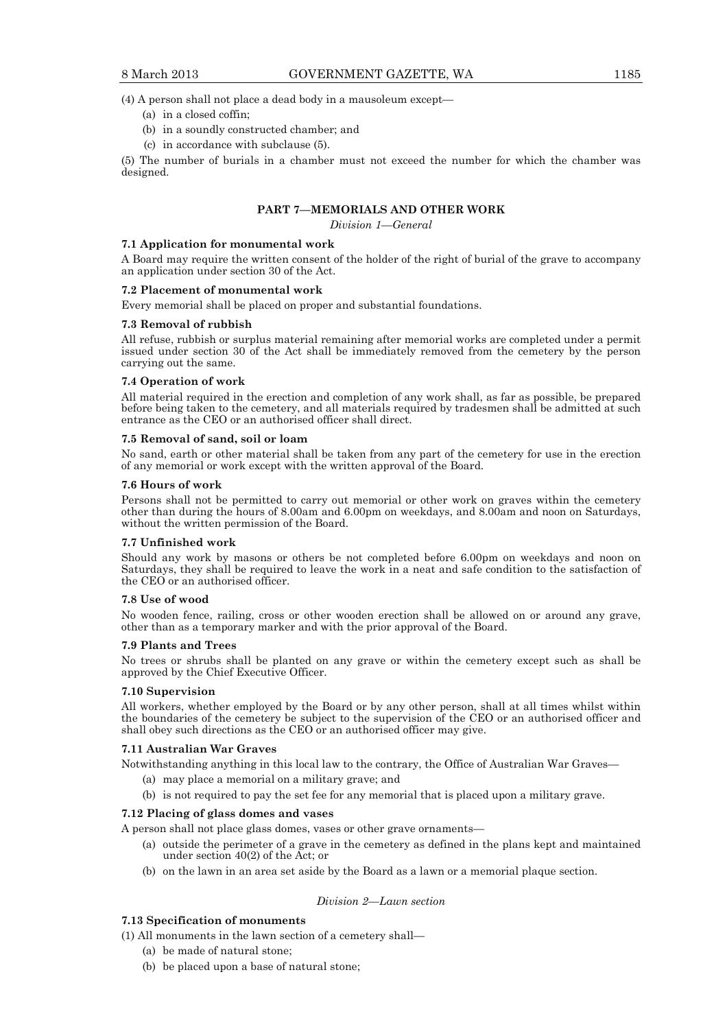(4) A person shall not place a dead body in a mausoleum except—

(a) in a closed coffin;

(b) in a soundly constructed chamber; and

(c) in accordance with subclause (5).

(5) The number of burials in a chamber must not exceed the number for which the chamber was designed.

## PART 7—MEMORIALS AND OTHER WORK

*Division 1—General*

**7.1 Application for monumental work**

A Board may require the written consent of the holder of the right of burial of the grave to accompany an application under section 30 of the Act.

**7.2 Placement of monumental work**

Every memorial shall be placed on proper and substantial foundations.

**7.3 Removal of rubbish**

All refuse, rubbish or surplus material remaining after memorial works are completed under a permit issued under section 30 of the Act shall be immediately removed from the cemetery by the person carrying out the same.

**7.4 Operation of work**

All material required in the erection and completion of any work shall, as far as possible, be prepared before being taken to the cemetery, and all materials required by tradesmen shall be admitted at such entrance as the CEO or an authorised officer shall direct.

**7.5 Removal of sand, soil or loam**

No sand, earth or other material shall be taken from any part of the cemetery for use in the erection of any memorial or work except with the written approval of the Board.

**7.6 Hours of work**

Persons shall not be permitted to carry out memorial or other work on graves within the cemetery other than during the hours of 8.00am and 6.00pm on weekdays, and 8.00am and noon on Saturdays, without the written permission of the Board.

**7.7 Unfinished work**

Should any work by masons or others be not completed before 6.00pm on weekdays and noon on Saturdays, they shall be required to leave the work in a neat and safe condition to the satisfaction of the CEO or an authorised officer.

**7.8 Use of wood**

No wooden fence, railing, cross or other wooden erection shall be allowed on or around any grave, other than as a temporary marker and with the prior approval of the Board.

**7.9 Plants and Trees**

No trees or shrubs shall be planted on any grave or within the cemetery except such as shall be approved by the Chief Executive Officer.

**7.10 Supervision**

All workers, whether employed by the Board or by any other person, shall at all times whilst within the boundaries of the cemetery be subject to the supervision of the CEO or an authorised officer and shall obey such directions as the CEO or an authorised officer may give.

**7.11 Australian War Graves**

Notwithstanding anything in this local law to the contrary, the Office of Australian War Graves—

(a) may place a memorial on a military grave; and

(b) is not required to pay the set fee for any memorial that is placed upon a military grave.

**7.12 Placing of glass domes and vases**

A person shall not place glass domes, vases or other grave ornaments—

(a) outside the perimeter of a grave in the cemetery as defined in the plans kept and maintained under section 40(2) of the Act; or

(b) on the lawn in an area set aside by the Board as a lawn or a memorial plaque section.

*Division 2—Lawn section*

**7.13 Specification of monuments**

(1) All monuments in the lawn section of a cemetery shall—

(a) be made of natural stone;

(b) be placed upon a base of natural stone;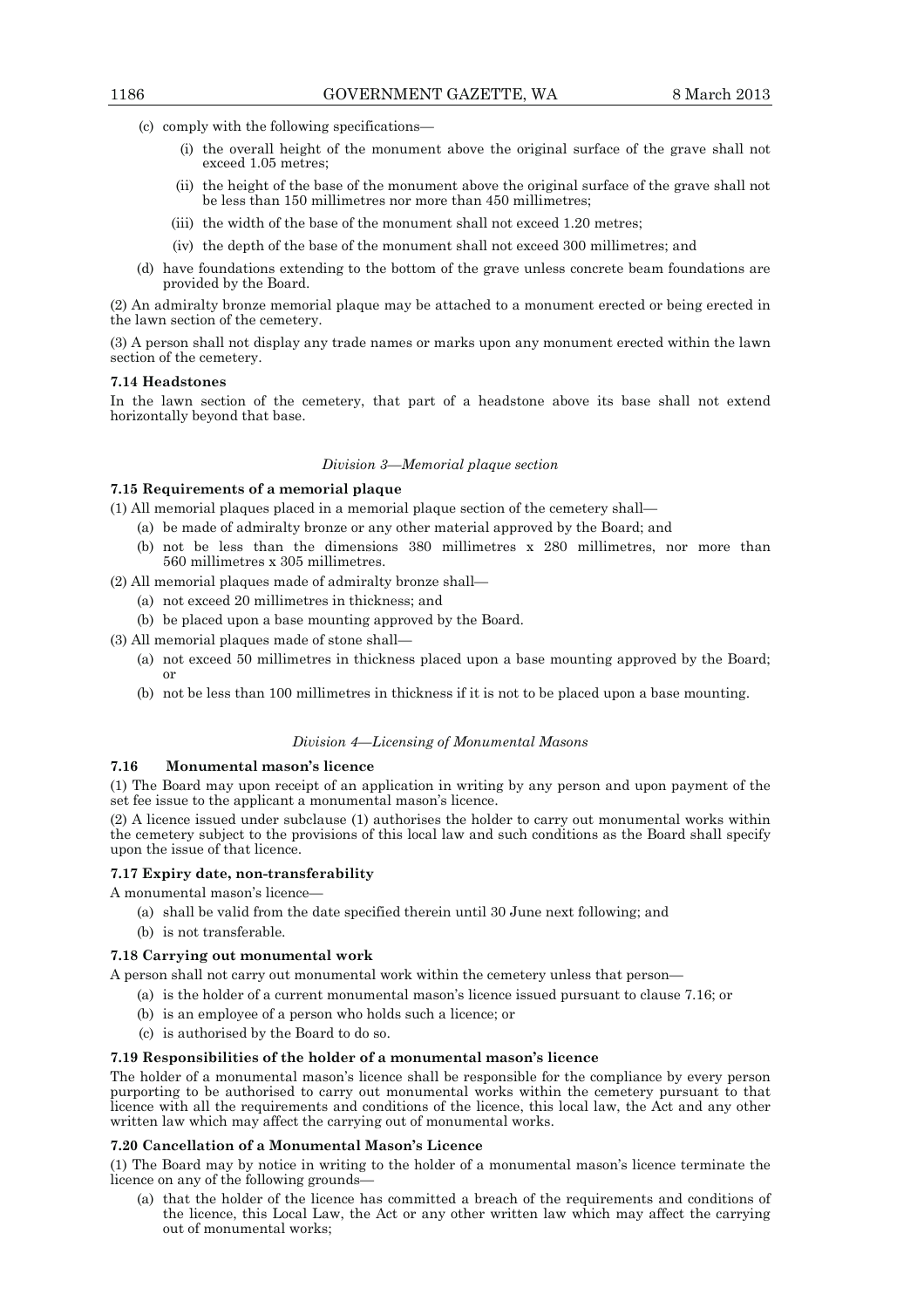(c) comply with the following specifications—

  (i) the overall height of the monument above the original surface of the grave shall not exceed 1.05 metres;

  (ii) the height of the base of the monument above the original surface of the grave shall not be less than 150 millimetres nor more than 450 millimetres;

  (iii) the width of the base of the monument shall not exceed 1.20 metres;

  (iv) the depth of the base of the monument shall not exceed 300 millimetres; and

(d) have foundations extending to the bottom of the grave unless concrete beam foundations are provided by the Board.

(2) An admiralty bronze memorial plaque may be attached to a monument erected or being erected in the lawn section of the cemetery.

(3) A person shall not display any trade names or marks upon any monument erected within the lawn section of the cemetery.

**7.14 Headstones**

In the lawn section of the cemetery, that part of a headstone above its base shall not extend horizontally beyond that base.

*Division 3—Memorial plaque section*

**7.15 Requirements of a memorial plaque**

(1) All memorial plaques placed in a memorial plaque section of the cemetery shall—

  (a) be made of admiralty bronze or any other material approved by the Board; and

  (b) not be less than the dimensions 380 millimetres x 280 millimetres, nor more than 560 millimetres x 305 millimetres.

(2) All memorial plaques made of admiralty bronze shall—

  (a) not exceed 20 millimetres in thickness; and

  (b) be placed upon a base mounting approved by the Board.

(3) All memorial plaques made of stone shall—

  (a) not exceed 50 millimetres in thickness placed upon a base mounting approved by the Board; or

  (b) not be less than 100 millimetres in thickness if it is not to be placed upon a base mounting.

*Division 4—Licensing of Monumental Masons*

**7.16 Monumental mason's licence**

(1) The Board may upon receipt of an application in writing by any person and upon payment of the set fee issue to the applicant a monumental mason's licence.

(2) A licence issued under subclause (1) authorises the holder to carry out monumental works within the cemetery subject to the provisions of this local law and such conditions as the Board shall specify upon the issue of that licence.

**7.17 Expiry date, non-transferability**

A monumental mason's licence—

  (a) shall be valid from the date specified therein until 30 June next following; and

  (b) is not transferable.

**7.18 Carrying out monumental work**

A person shall not carry out monumental work within the cemetery unless that person—

  (a) is the holder of a current monumental mason's licence issued pursuant to clause 7.16; or

  (b) is an employee of a person who holds such a licence; or

  (c) is authorised by the Board to do so.

**7.19 Responsibilities of the holder of a monumental mason's licence**

The holder of a monumental mason's licence shall be responsible for the compliance by every person purporting to be authorised to carry out monumental works within the cemetery pursuant to that licence with all the requirements and conditions of the licence, this local law, the Act and any other written law which may affect the carrying out of monumental works.

**7.20 Cancellation of a Monumental Mason's Licence**

(1) The Board may by notice in writing to the holder of a monumental mason's licence terminate the licence on any of the following grounds—

  (a) that the holder of the licence has committed a breach of the requirements and conditions of the licence, this Local Law, the Act or any other written law which may affect the carrying out of monumental works;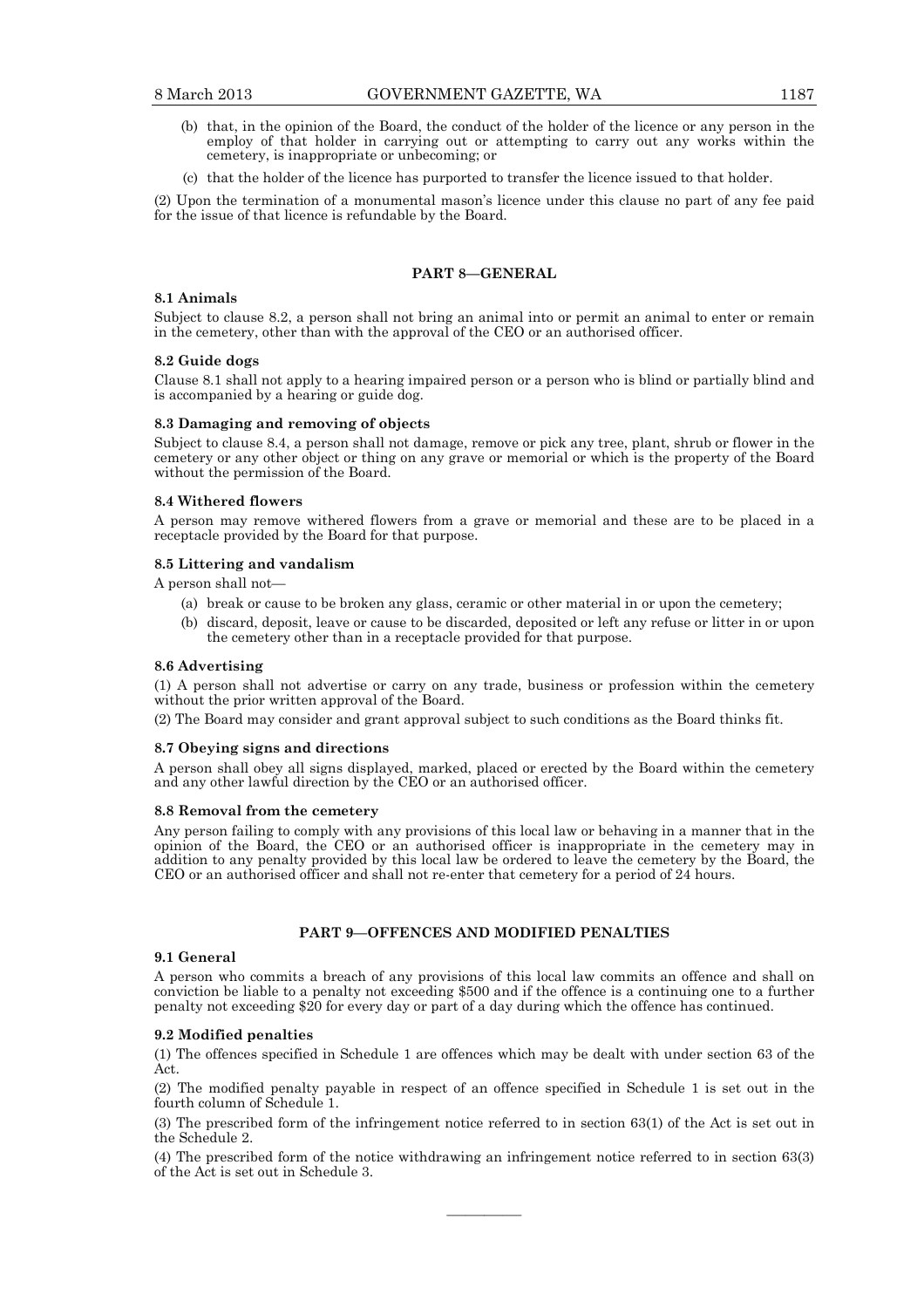(b) that, in the opinion of the Board, the conduct of the holder of the licence or any person in the employ of that holder in carrying out or attempting to carry out any works within the cemetery, is inappropriate or unbecoming; or

(c) that the holder of the licence has purported to transfer the licence issued to that holder.

(2) Upon the termination of a monumental mason's licence under this clause no part of any fee paid for the issue of that licence is refundable by the Board.

## PART 8—GENERAL

**8.1 Animals**

Subject to clause 8.2, a person shall not bring an animal into or permit an animal to enter or remain in the cemetery, other than with the approval of the CEO or an authorised officer.

**8.2 Guide dogs**

Clause 8.1 shall not apply to a hearing impaired person or a person who is blind or partially blind and is accompanied by a hearing or guide dog.

**8.3 Damaging and removing of objects**

Subject to clause 8.4, a person shall not damage, remove or pick any tree, plant, shrub or flower in the cemetery or any other object or thing on any grave or memorial or which is the property of the Board without the permission of the Board.

**8.4 Withered flowers**

A person may remove withered flowers from a grave or memorial and these are to be placed in a receptacle provided by the Board for that purpose.

**8.5 Littering and vandalism**

A person shall not—

(a) break or cause to be broken any glass, ceramic or other material in or upon the cemetery;

(b) discard, deposit, leave or cause to be discarded, deposited or left any refuse or litter in or upon the cemetery other than in a receptacle provided for that purpose.

**8.6 Advertising**

(1) A person shall not advertise or carry on any trade, business or profession within the cemetery without the prior written approval of the Board.

(2) The Board may consider and grant approval subject to such conditions as the Board thinks fit.

**8.7 Obeying signs and directions**

A person shall obey all signs displayed, marked, placed or erected by the Board within the cemetery and any other lawful direction by the CEO or an authorised officer.

**8.8 Removal from the cemetery**

Any person failing to comply with any provisions of this local law or behaving in a manner that in the opinion of the Board, the CEO or an authorised officer is inappropriate in the cemetery may in addition to any penalty provided by this local law be ordered to leave the cemetery by the Board, the CEO or an authorised officer and shall not re-enter that cemetery for a period of 24 hours.

## PART 9—OFFENCES AND MODIFIED PENALTIES

**9.1 General**

A person who commits a breach of any provisions of this local law commits an offence and shall on conviction be liable to a penalty not exceeding $500 and if the offence is a continuing one to a further penalty not exceeding $20 for every day or part of a day during which the offence has continued.

**9.2 Modified penalties**

(1) The offences specified in Schedule 1 are offences which may be dealt with under section 63 of the Act.

(2) The modified penalty payable in respect of an offence specified in Schedule 1 is set out in the fourth column of Schedule 1.

(3) The prescribed form of the infringement notice referred to in section 63(1) of the Act is set out in the Schedule 2.

(4) The prescribed form of the notice withdrawing an infringement notice referred to in section 63(3) of the Act is set out in Schedule 3.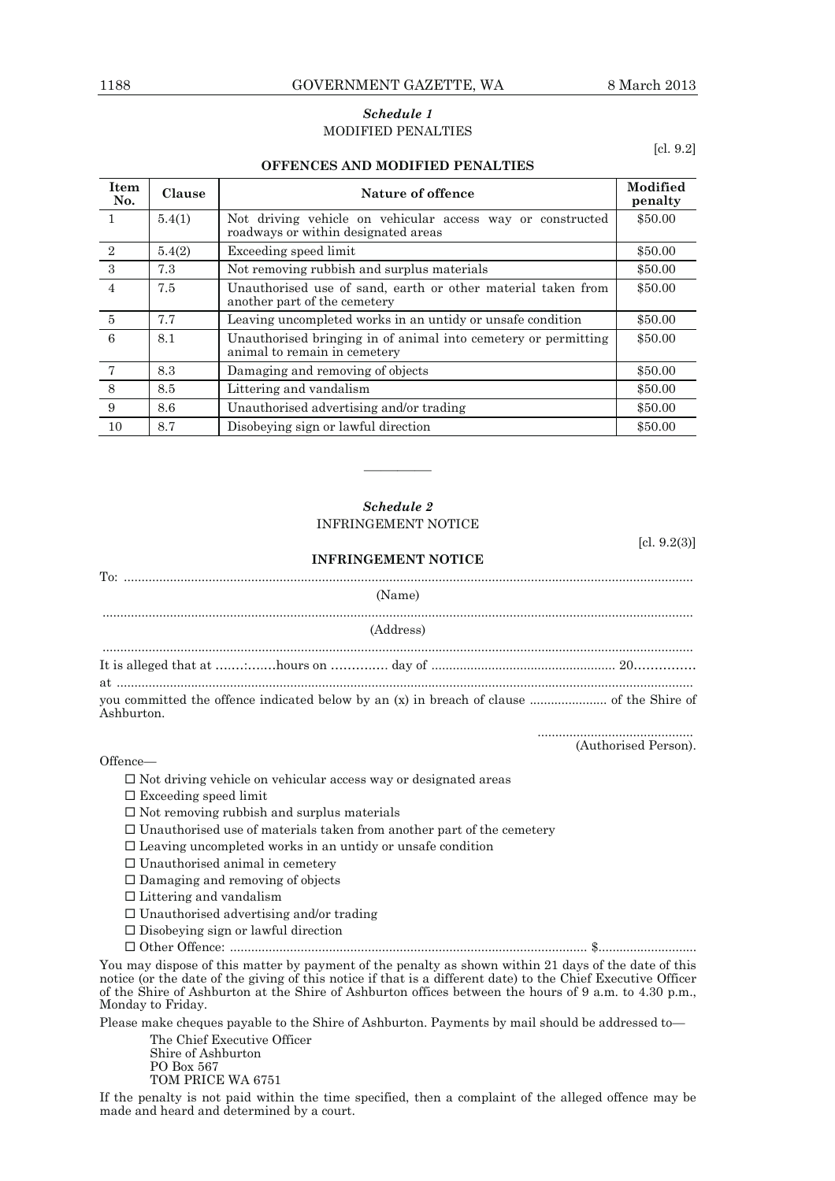## *Schedule 1*

MODIFIED PENALTIES

[cl. 9.2]

**OFFENCES AND MODIFIED PENALTIES**

| Item No. | Clause | Nature of offence | Modified penalty |
|---|---|---|---|
| 1 | 5.4(1) | Not driving vehicle on vehicular access way or constructed roadways or within designated areas | $50.00 |
| 2 | 5.4(2) | Exceeding speed limit | $50.00 |
| 3 | 7.3 | Not removing rubbish and surplus materials | $50.00 |
| 4 | 7.5 | Unauthorised use of sand, earth or other material taken from another part of the cemetery | $50.00 |
| 5 | 7.7 | Leaving uncompleted works in an untidy or unsafe condition | $50.00 |
| 6 | 8.1 | Unauthorised bringing in of animal into cemetery or permitting animal to remain in cemetery | $50.00 |
| 7 | 8.3 | Damaging and removing of objects | $50.00 |
| 8 | 8.5 | Littering and vandalism | $50.00 |
| 9 | 8.6 | Unauthorised advertising and/or trading | $50.00 |
| 10 | 8.7 | Disobeying sign or lawful direction | $50.00 |

---

## *Schedule 2*

INFRINGEMENT NOTICE

[cl. 9.2(3)]

**INFRINGEMENT NOTICE**

To: ....................................................................................................................................................

(Name)

....................................................................................................................................................

(Address)

....................................................................................................................................................

It is alleged that at .......:.......hours on .............. day of .................................................... 20...............

at ....................................................................................................................................................

you committed the offence indicated below by an (x) in breach of clause ...................... of the Shire of Ashburton.

............................................
(Authorised Person).

Offence—

- ☐ Not driving vehicle on vehicular access way or designated areas
- ☐ Exceeding speed limit
- ☐ Not removing rubbish and surplus materials
- ☐ Unauthorised use of materials taken from another part of the cemetery
- ☐ Leaving uncompleted works in an untidy or unsafe condition
- ☐ Unauthorised animal in cemetery
- ☐ Damaging and removing of objects
- ☐ Littering and vandalism
- ☐ Unauthorised advertising and/or trading
- ☐ Disobeying sign or lawful direction
- ☐ Other Offence: .................................................................................................. $...........................

You may dispose of this matter by payment of the penalty as shown within 21 days of the date of this notice (or the date of the giving of this notice if that is a different date) to the Chief Executive Officer of the Shire of Ashburton at the Shire of Ashburton offices between the hours of 9 a.m. to 4.30 p.m., Monday to Friday.

Please make cheques payable to the Shire of Ashburton. Payments by mail should be addressed to—

The Chief Executive Officer
Shire of Ashburton
PO Box 567
TOM PRICE WA 6751

If the penalty is not paid within the time specified, then a complaint of the alleged offence may be made and heard and determined by a court.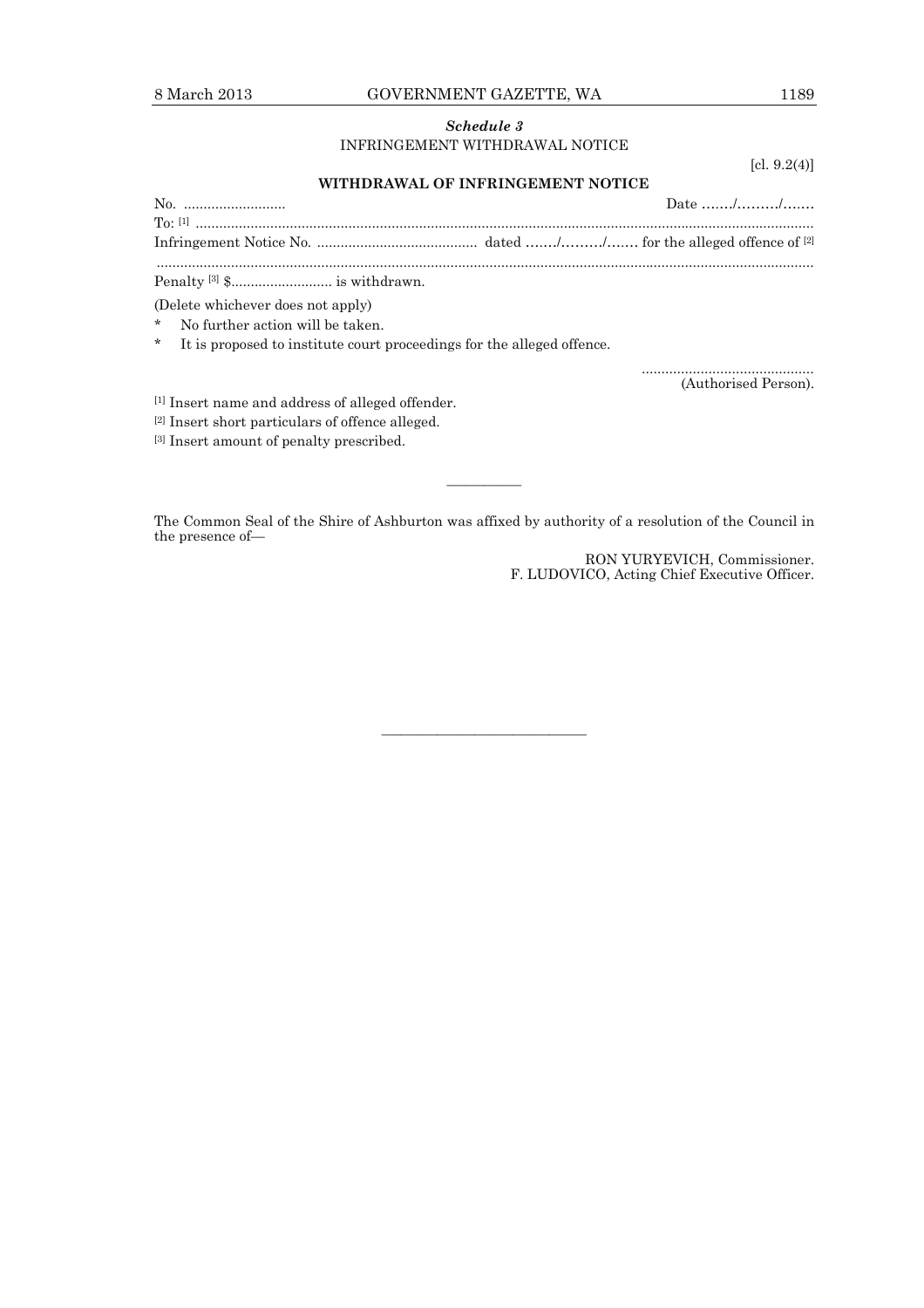*Schedule 3*

INFRINGEMENT WITHDRAWAL NOTICE

[cl. 9.2(4)]

**WITHDRAWAL OF INFRINGEMENT NOTICE**

No. .......................... Date ......./........./.......

To: [1] ..............................................................................................................................................

Infringement Notice No. ......................................... dated ......./........./....... for the alleged offence of [2]

..............................................................................................................................................

Penalty [3] $.......................... is withdrawn.

(Delete whichever does not apply)

* No further action will be taken.
* It is proposed to institute court proceedings for the alleged offence.

............................................
(Authorised Person).

[1] Insert name and address of alleged offender.

[2] Insert short particulars of offence alleged.

[3] Insert amount of penalty prescribed.

———————

The Common Seal of the Shire of Ashburton was affixed by authority of a resolution of the Council in the presence of—

RON YURYEVICH, Commissioner.
F. LUDOVICO, Acting Chief Executive Officer.

———————————